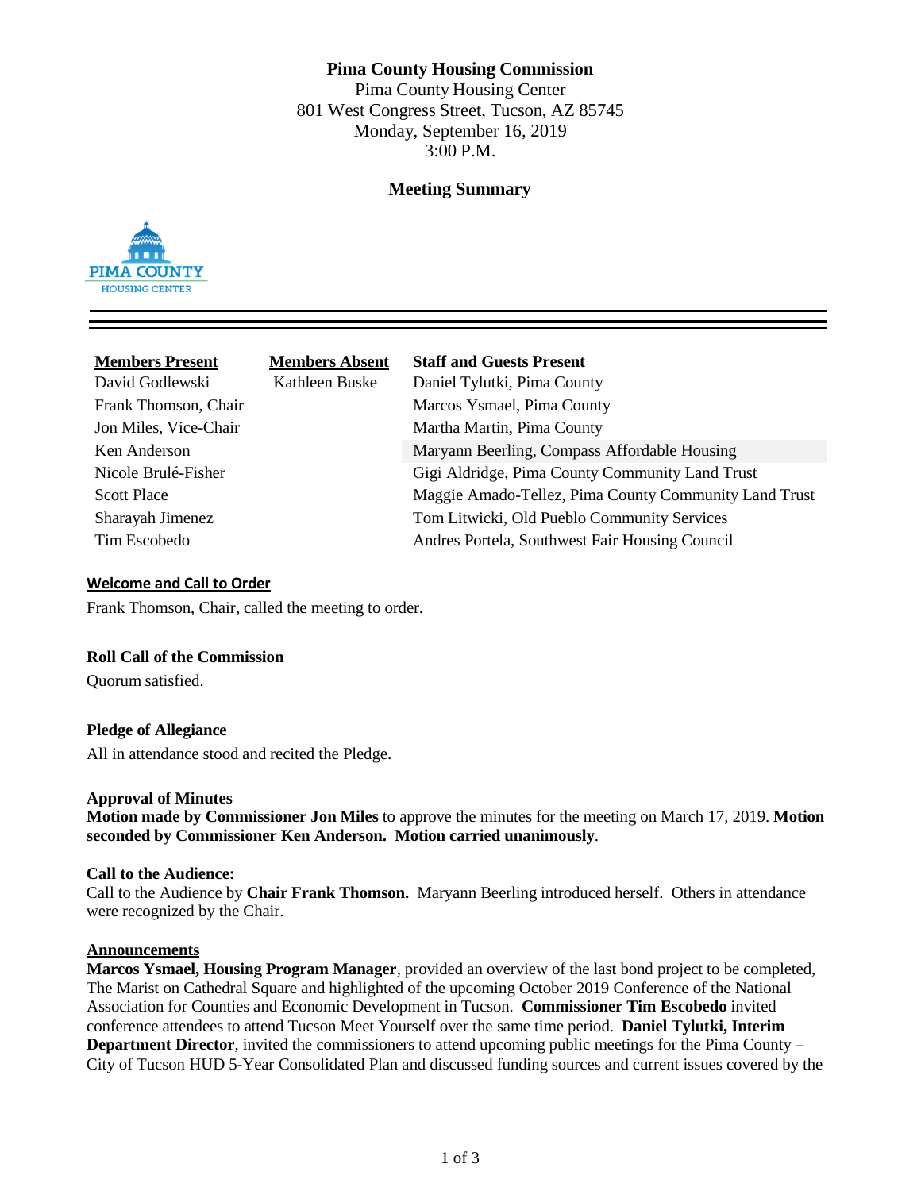# Pima County Housing Commission

Pima County Housing Center
801 West Congress Street, Tucson, AZ 85745
Monday, September 16, 2019
3:00 P.M.

## Meeting Summary

| Members Present | Members Absent | Staff and Guests Present |
|---|---|---|
| David Godlewski | Kathleen Buske | Daniel Tylutki, Pima County |
| Frank Thomson, Chair | | Marcos Ysmael, Pima County |
| Jon Miles, Vice-Chair | | Martha Martin, Pima County |
| Ken Anderson | | Maryann Beerling, Compass Affordable Housing |
| Nicole Brulé-Fisher | | Gigi Aldridge, Pima County Community Land Trust |
| Scott Place | | Maggie Amado-Tellez, Pima County Community Land Trust |
| Sharayah Jimenez | | Tom Litwicki, Old Pueblo Community Services |
| Tim Escobedo | | Andres Portela, Southwest Fair Housing Council |

### Welcome and Call to Order

Frank Thomson, Chair, called the meeting to order.

### Roll Call of the Commission

Quorum satisfied.

### Pledge of Allegiance

All in attendance stood and recited the Pledge.

### Approval of Minutes

**Motion made by Commissioner Jon Miles** to approve the minutes for the meeting on March 17, 2019. **Motion seconded by Commissioner Ken Anderson. Motion carried unanimously**.

### Call to the Audience:

Call to the Audience by **Chair Frank Thomson.** Maryann Beerling introduced herself. Others in attendance were recognized by the Chair.

### Announcements

**Marcos Ysmael, Housing Program Manager**, provided an overview of the last bond project to be completed, The Marist on Cathedral Square and highlighted of the upcoming October 2019 Conference of the National Association for Counties and Economic Development in Tucson. **Commissioner Tim Escobedo** invited conference attendees to attend Tucson Meet Yourself over the same time period. **Daniel Tylutki, Interim Department Director**, invited the commissioners to attend upcoming public meetings for the Pima County – City of Tucson HUD 5-Year Consolidated Plan and discussed funding sources and current issues covered by the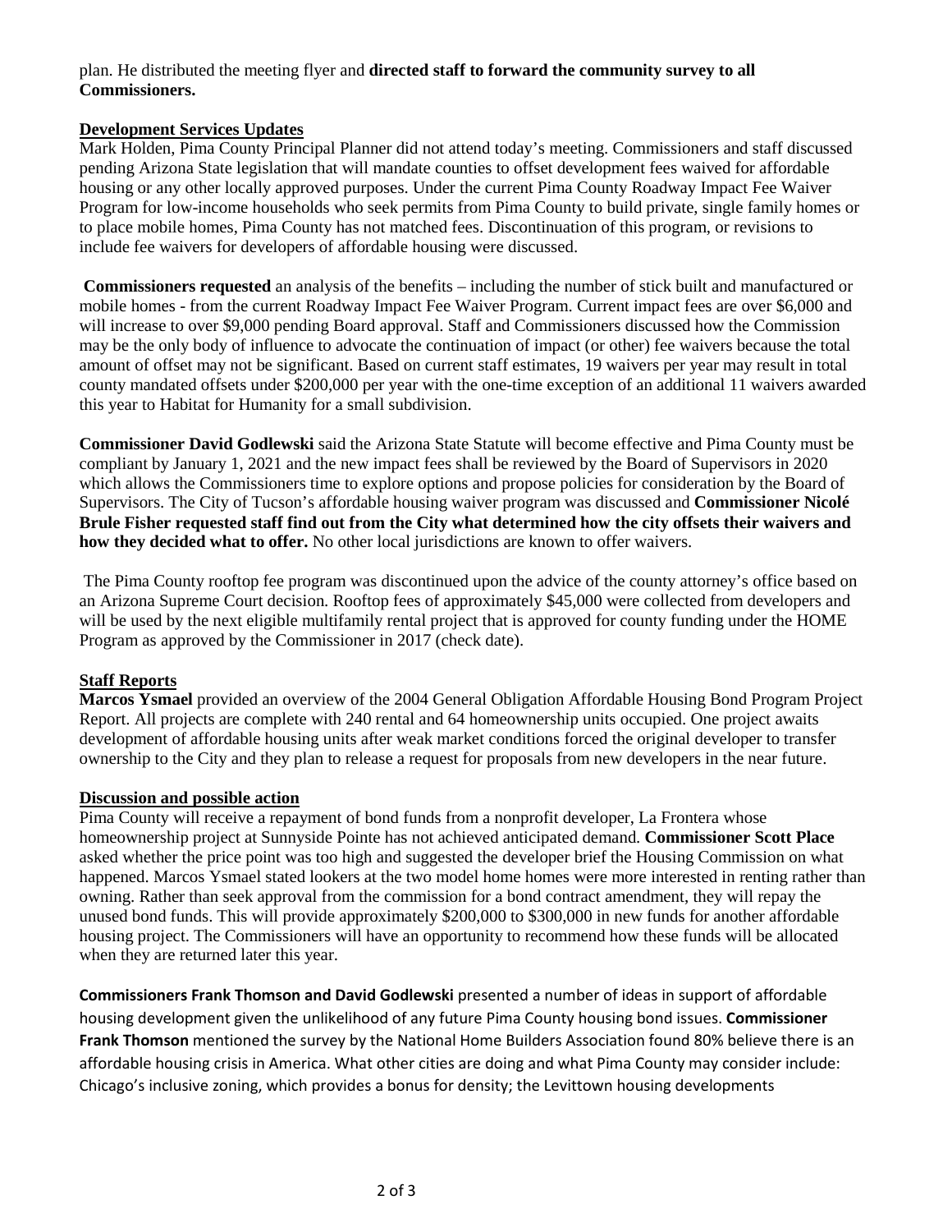plan. He distributed the meeting flyer and **directed staff to forward the community survey to all Commissioners.**

**Development Services Updates**

Mark Holden, Pima County Principal Planner did not attend today's meeting. Commissioners and staff discussed pending Arizona State legislation that will mandate counties to offset development fees waived for affordable housing or any other locally approved purposes. Under the current Pima County Roadway Impact Fee Waiver Program for low-income households who seek permits from Pima County to build private, single family homes or to place mobile homes, Pima County has not matched fees. Discontinuation of this program, or revisions to include fee waivers for developers of affordable housing were discussed.

**Commissioners requested** an analysis of the benefits – including the number of stick built and manufactured or mobile homes - from the current Roadway Impact Fee Waiver Program. Current impact fees are over $6,000 and will increase to over $9,000 pending Board approval. Staff and Commissioners discussed how the Commission may be the only body of influence to advocate the continuation of impact (or other) fee waivers because the total amount of offset may not be significant. Based on current staff estimates, 19 waivers per year may result in total county mandated offsets under $200,000 per year with the one-time exception of an additional 11 waivers awarded this year to Habitat for Humanity for a small subdivision.

**Commissioner David Godlewski** said the Arizona State Statute will become effective and Pima County must be compliant by January 1, 2021 and the new impact fees shall be reviewed by the Board of Supervisors in 2020 which allows the Commissioners time to explore options and propose policies for consideration by the Board of Supervisors. The City of Tucson's affordable housing waiver program was discussed and **Commissioner Nicolé Brule Fisher requested staff find out from the City what determined how the city offsets their waivers and how they decided what to offer.** No other local jurisdictions are known to offer waivers.

The Pima County rooftop fee program was discontinued upon the advice of the county attorney's office based on an Arizona Supreme Court decision. Rooftop fees of approximately $45,000 were collected from developers and will be used by the next eligible multifamily rental project that is approved for county funding under the HOME Program as approved by the Commissioner in 2017 (check date).

**Staff Reports**

**Marcos Ysmael** provided an overview of the 2004 General Obligation Affordable Housing Bond Program Project Report. All projects are complete with 240 rental and 64 homeownership units occupied. One project awaits development of affordable housing units after weak market conditions forced the original developer to transfer ownership to the City and they plan to release a request for proposals from new developers in the near future.

**Discussion and possible action**

Pima County will receive a repayment of bond funds from a nonprofit developer, La Frontera whose homeownership project at Sunnyside Pointe has not achieved anticipated demand. **Commissioner Scott Place** asked whether the price point was too high and suggested the developer brief the Housing Commission on what happened. Marcos Ysmael stated lookers at the two model home homes were more interested in renting rather than owning. Rather than seek approval from the commission for a bond contract amendment, they will repay the unused bond funds. This will provide approximately $200,000 to $300,000 in new funds for another affordable housing project. The Commissioners will have an opportunity to recommend how these funds will be allocated when they are returned later this year.

**Commissioners Frank Thomson and David Godlewski** presented a number of ideas in support of affordable housing development given the unlikelihood of any future Pima County housing bond issues. **Commissioner Frank Thomson** mentioned the survey by the National Home Builders Association found 80% believe there is an affordable housing crisis in America. What other cities are doing and what Pima County may consider include: Chicago's inclusive zoning, which provides a bonus for density; the Levittown housing developments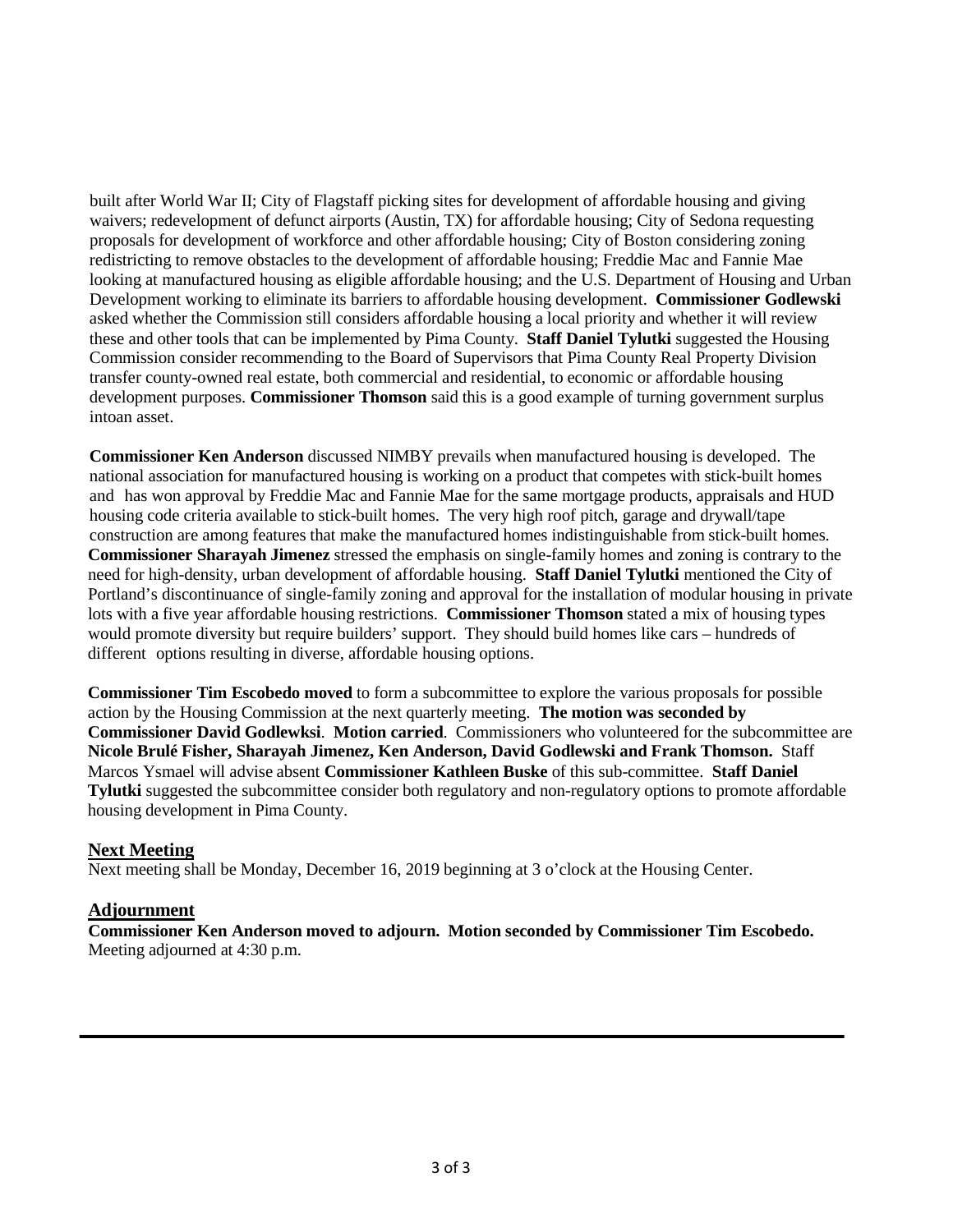built after World War II; City of Flagstaff picking sites for development of affordable housing and giving waivers; redevelopment of defunct airports (Austin, TX) for affordable housing; City of Sedona requesting proposals for development of workforce and other affordable housing; City of Boston considering zoning redistricting to remove obstacles to the development of affordable housing; Freddie Mac and Fannie Mae looking at manufactured housing as eligible affordable housing; and the U.S. Department of Housing and Urban Development working to eliminate its barriers to affordable housing development. **Commissioner Godlewski** asked whether the Commission still considers affordable housing a local priority and whether it will review these and other tools that can be implemented by Pima County. **Staff Daniel Tylutki** suggested the Housing Commission consider recommending to the Board of Supervisors that Pima County Real Property Division transfer county-owned real estate, both commercial and residential, to economic or affordable housing development purposes. **Commissioner Thomson** said this is a good example of turning government surplus intoan asset.

**Commissioner Ken Anderson** discussed NIMBY prevails when manufactured housing is developed. The national association for manufactured housing is working on a product that competes with stick-built homes and has won approval by Freddie Mac and Fannie Mae for the same mortgage products, appraisals and HUD housing code criteria available to stick-built homes. The very high roof pitch, garage and drywall/tape construction are among features that make the manufactured homes indistinguishable from stick-built homes. **Commissioner Sharayah Jimenez** stressed the emphasis on single-family homes and zoning is contrary to the need for high-density, urban development of affordable housing. **Staff Daniel Tylutki** mentioned the City of Portland's discontinuance of single-family zoning and approval for the installation of modular housing in private lots with a five year affordable housing restrictions. **Commissioner Thomson** stated a mix of housing types would promote diversity but require builders' support. They should build homes like cars – hundreds of different options resulting in diverse, affordable housing options.

**Commissioner Tim Escobedo moved** to form a subcommittee to explore the various proposals for possible action by the Housing Commission at the next quarterly meeting. **The motion was seconded by Commissioner David Godlewksi**. **Motion carried**. Commissioners who volunteered for the subcommittee are **Nicole Brulé Fisher, Sharayah Jimenez, Ken Anderson, David Godlewski and Frank Thomson.** Staff Marcos Ysmael will advise absent **Commissioner Kathleen Buske** of this sub-committee. **Staff Daniel Tylutki** suggested the subcommittee consider both regulatory and non-regulatory options to promote affordable housing development in Pima County.

## Next Meeting

Next meeting shall be Monday, December 16, 2019 beginning at 3 o'clock at the Housing Center.

## Adjournment

**Commissioner Ken Anderson moved to adjourn. Motion seconded by Commissioner Tim Escobedo.** Meeting adjourned at 4:30 p.m.